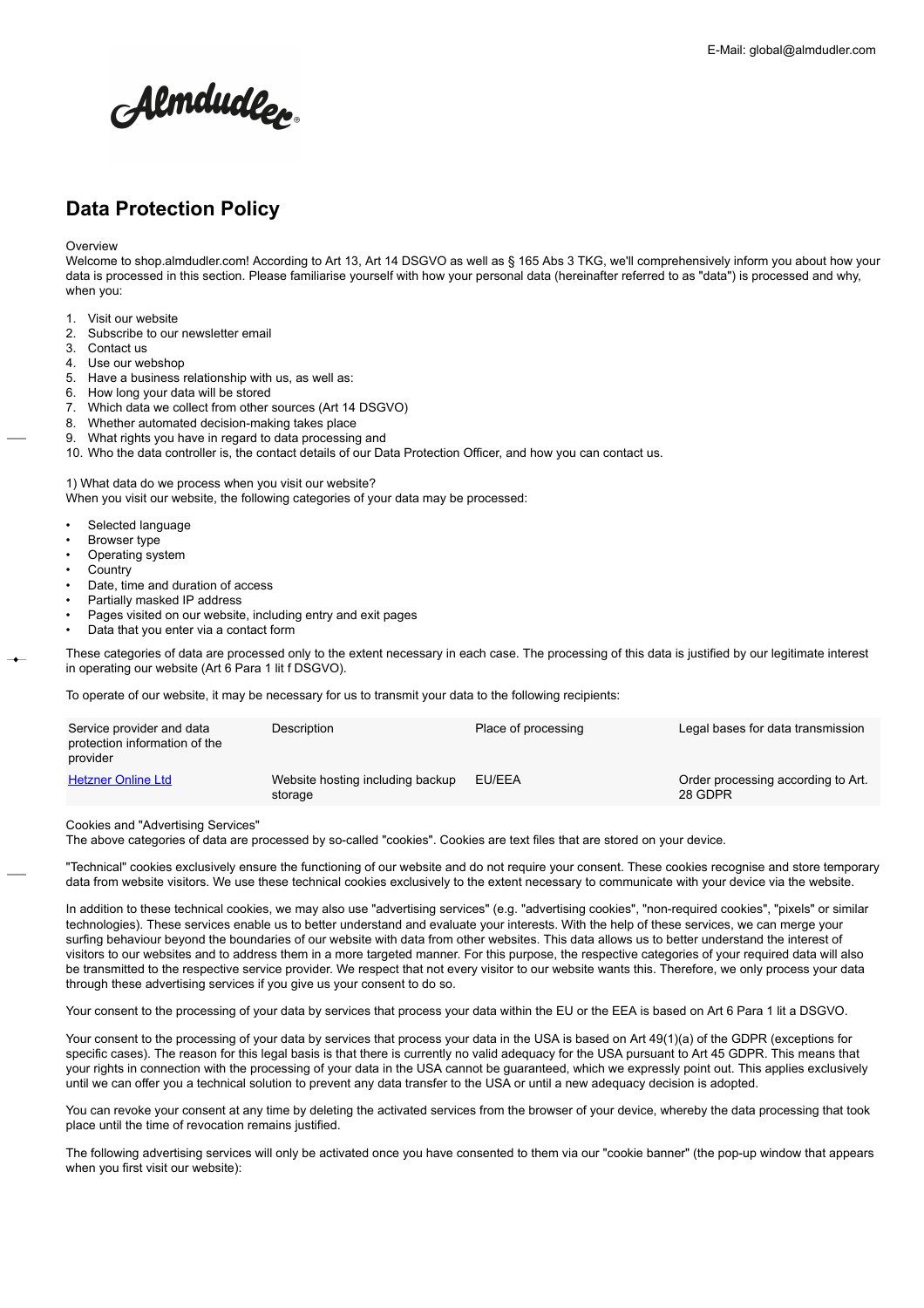E-Mail: global@almdudler.com

# Data Protection Policy

Overview
Welcome to shop.almdudler.com! According to Art 13, Art 14 DSGVO as well as § 165 Abs 3 TKG, we'll comprehensively inform you about how your data is processed in this section. Please familiarise yourself with how your personal data (hereinafter referred to as "data") is processed and why, when you:

1. Visit our website
2. Subscribe to our newsletter email
3. Contact us
4. Use our webshop
5. Have a business relationship with us, as well as:
6. How long your data will be stored
7. Which data we collect from other sources (Art 14 DSGVO)
8. Whether automated decision-making takes place
9. What rights you have in regard to data processing and
10. Who the data controller is, the contact details of our Data Protection Officer, and how you can contact us.

1) What data do we process when you visit our website?
When you visit our website, the following categories of your data may be processed:

- Selected language
- Browser type
- Operating system
- Country
- Date, time and duration of access
- Partially masked IP address
- Pages visited on our website, including entry and exit pages
- Data that you enter via a contact form

These categories of data are processed only to the extent necessary in each case. The processing of this data is justified by our legitimate interest in operating our website (Art 6 Para 1 lit f DSGVO).

To operate of our website, it may be necessary for us to transmit your data to the following recipients:

| Service provider and data protection information of the provider | Description | Place of processing | Legal bases for data transmission |
|---|---|---|---|
| Hetzner Online Ltd | Website hosting including backup storage | EU/EEA | Order processing according to Art. 28 GDPR |

Cookies and "Advertising Services"
The above categories of data are processed by so-called "cookies". Cookies are text files that are stored on your device.

"Technical" cookies exclusively ensure the functioning of our website and do not require your consent. These cookies recognise and store temporary data from website visitors. We use these technical cookies exclusively to the extent necessary to communicate with your device via the website.

In addition to these technical cookies, we may also use "advertising services" (e.g. "advertising cookies", "non-required cookies", "pixels" or similar technologies). These services enable us to better understand and evaluate your interests. With the help of these services, we can merge your surfing behaviour beyond the boundaries of our website with data from other websites. This data allows us to better understand the interest of visitors to our websites and to address them in a more targeted manner. For this purpose, the respective categories of your required data will also be transmitted to the respective service provider. We respect that not every visitor to our website wants this. Therefore, we only process your data through these advertising services if you give us your consent to do so.

Your consent to the processing of your data by services that process your data within the EU or the EEA is based on Art 6 Para 1 lit a DSGVO.

Your consent to the processing of your data by services that process your data in the USA is based on Art 49(1)(a) of the GDPR (exceptions for specific cases). The reason for this legal basis is that there is currently no valid adequacy for the USA pursuant to Art 45 GDPR. This means that your rights in connection with the processing of your data in the USA cannot be guaranteed, which we expressly point out. This applies exclusively until we can offer you a technical solution to prevent any data transfer to the USA or until a new adequacy decision is adopted.

You can revoke your consent at any time by deleting the activated services from the browser of your device, whereby the data processing that took place until the time of revocation remains justified.

The following advertising services will only be activated once you have consented to them via our "cookie banner" (the pop-up window that appears when you first visit our website):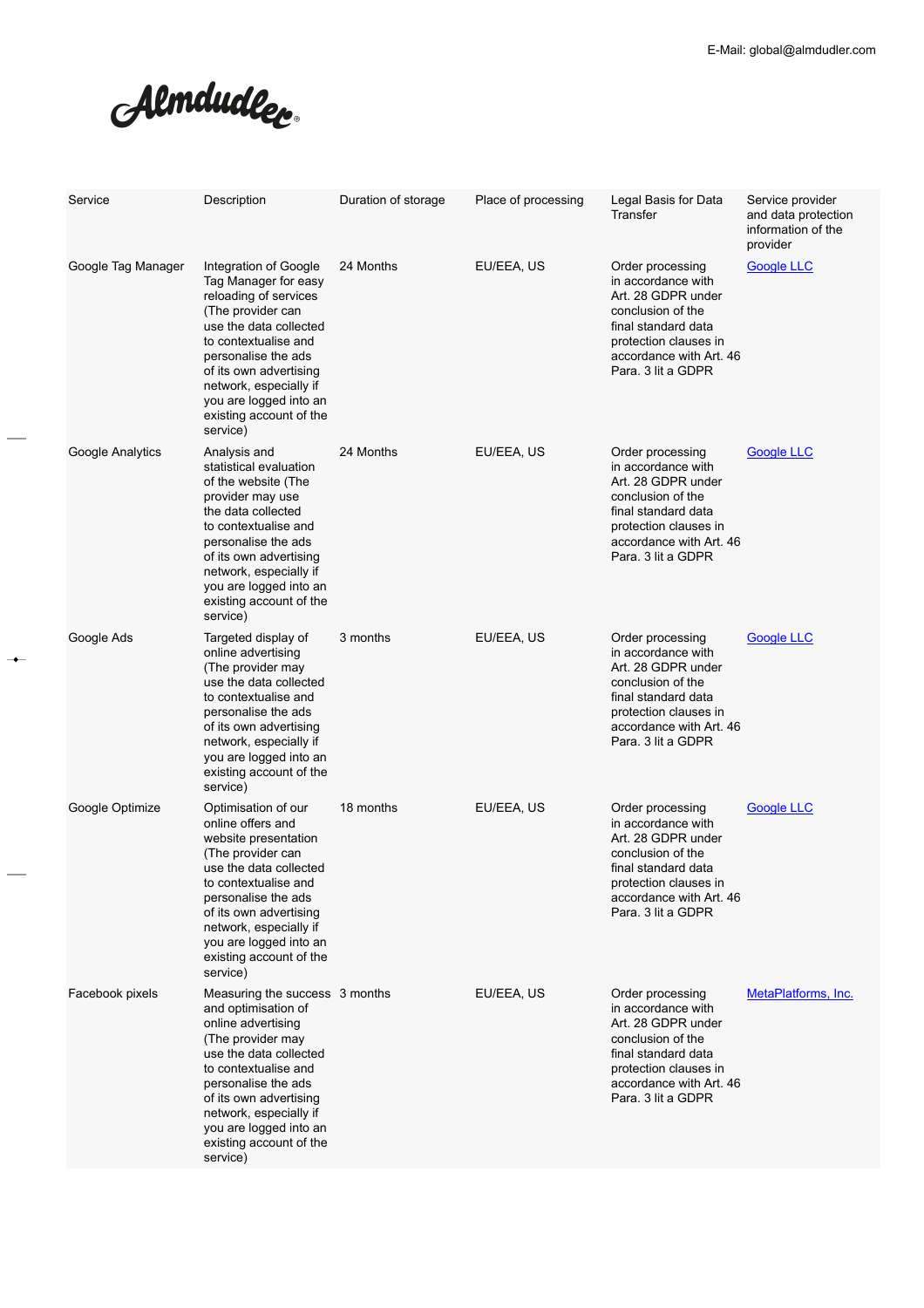| Service | Description | Duration of storage | Place of processing | Legal Basis for Data Transfer | Service provider and data protection information of the provider |
|---|---|---|---|---|---|
| Google Tag Manager | Integration of Google Tag Manager for easy reloading of services (The provider can use the data collected to contextualise and personalise the ads of its own advertising network, especially if you are logged into an existing account of the service) | 24 Months | EU/EEA, US | Order processing in accordance with Art. 28 GDPR under conclusion of the final standard data protection clauses in accordance with Art. 46 Para. 3 lit a GDPR | Google LLC |
| Google Analytics | Analysis and statistical evaluation of the website (The provider may use the data collected to contextualise and personalise the ads of its own advertising network, especially if you are logged into an existing account of the service) | 24 Months | EU/EEA, US | Order processing in accordance with Art. 28 GDPR under conclusion of the final standard data protection clauses in accordance with Art. 46 Para. 3 lit a GDPR | Google LLC |
| Google Ads | Targeted display of online advertising (The provider may use the data collected to contextualise and personalise the ads of its own advertising network, especially if you are logged into an existing account of the service) | 3 months | EU/EEA, US | Order processing in accordance with Art. 28 GDPR under conclusion of the final standard data protection clauses in accordance with Art. 46 Para. 3 lit a GDPR | Google LLC |
| Google Optimize | Optimisation of our online offers and website presentation (The provider can use the data collected to contextualise and personalise the ads of its own advertising network, especially if you are logged into an existing account of the service) | 18 months | EU/EEA, US | Order processing in accordance with Art. 28 GDPR under conclusion of the final standard data protection clauses in accordance with Art. 46 Para. 3 lit a GDPR | Google LLC |
| Facebook pixels | Measuring the success and optimisation of online advertising (The provider may use the data collected to contextualise and personalise the ads of its own advertising network, especially if you are logged into an existing account of the service) | 3 months | EU/EEA, US | Order processing in accordance with Art. 28 GDPR under conclusion of the final standard data protection clauses in accordance with Art. 46 Para. 3 lit a GDPR | MetaPlatforms, Inc. |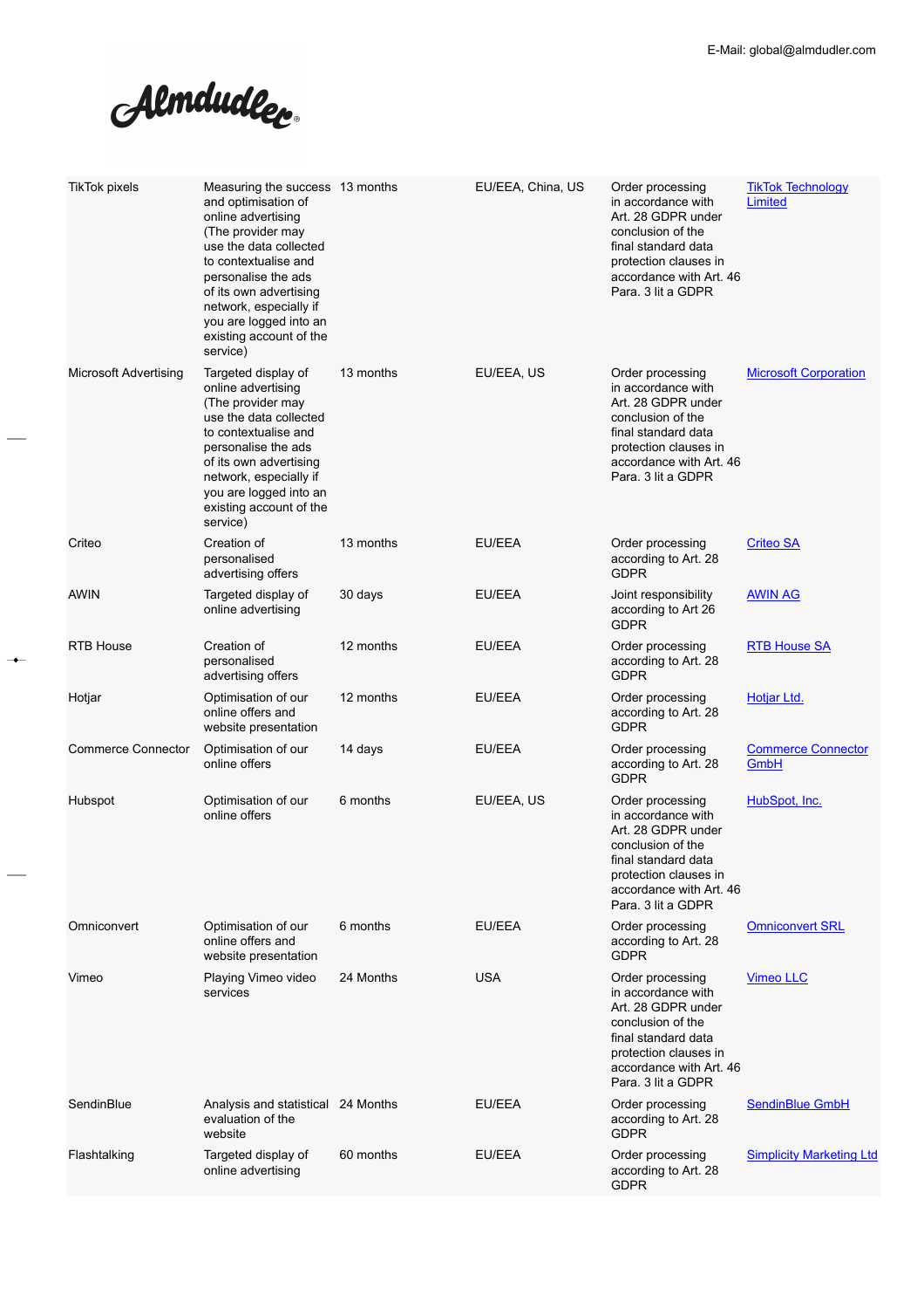| TikTok pixels | Measuring the success and optimisation of online advertising (The provider may use the data collected to contextualise and personalise the ads of its own advertising network, especially if you are logged into an existing account of the service) | 13 months | EU/EEA, China, US | Order processing in accordance with Art. 28 GDPR under conclusion of the final standard data protection clauses in accordance with Art. 46 Para. 3 lit a GDPR | TikTok Technology Limited |
|---|---|---|---|---|---|
| Microsoft Advertising | Targeted display of online advertising (The provider may use the data collected to contextualise and personalise the ads of its own advertising network, especially if you are logged into an existing account of the service) | 13 months | EU/EEA, US | Order processing in accordance with Art. 28 GDPR under conclusion of the final standard data protection clauses in accordance with Art. 46 Para. 3 lit a GDPR | Microsoft Corporation |
| Criteo | Creation of personalised advertising offers | 13 months | EU/EEA | Order processing according to Art. 28 GDPR | Criteo SA |
| AWIN | Targeted display of online advertising | 30 days | EU/EEA | Joint responsibility according to Art 26 GDPR | AWIN AG |
| RTB House | Creation of personalised advertising offers | 12 months | EU/EEA | Order processing according to Art. 28 GDPR | RTB House SA |
| Hotjar | Optimisation of our online offers and website presentation | 12 months | EU/EEA | Order processing according to Art. 28 GDPR | Hotjar Ltd. |
| Commerce Connector | Optimisation of our online offers | 14 days | EU/EEA | Order processing according to Art. 28 GDPR | Commerce Connector GmbH |
| Hubspot | Optimisation of our online offers | 6 months | EU/EEA, US | Order processing in accordance with Art. 28 GDPR under conclusion of the final standard data protection clauses in accordance with Art. 46 Para. 3 lit a GDPR | HubSpot, Inc. |
| Omniconvert | Optimisation of our online offers and website presentation | 6 months | EU/EEA | Order processing according to Art. 28 GDPR | Omniconvert SRL |
| Vimeo | Playing Vimeo video services | 24 Months | USA | Order processing in accordance with Art. 28 GDPR under conclusion of the final standard data protection clauses in accordance with Art. 46 Para. 3 lit a GDPR | Vimeo LLC |
| SendinBlue | Analysis and statistical evaluation of the website | 24 Months | EU/EEA | Order processing according to Art. 28 GDPR | SendinBlue GmbH |
| Flashtalking | Targeted display of online advertising | 60 months | EU/EEA | Order processing according to Art. 28 GDPR | Simplicity Marketing Ltd |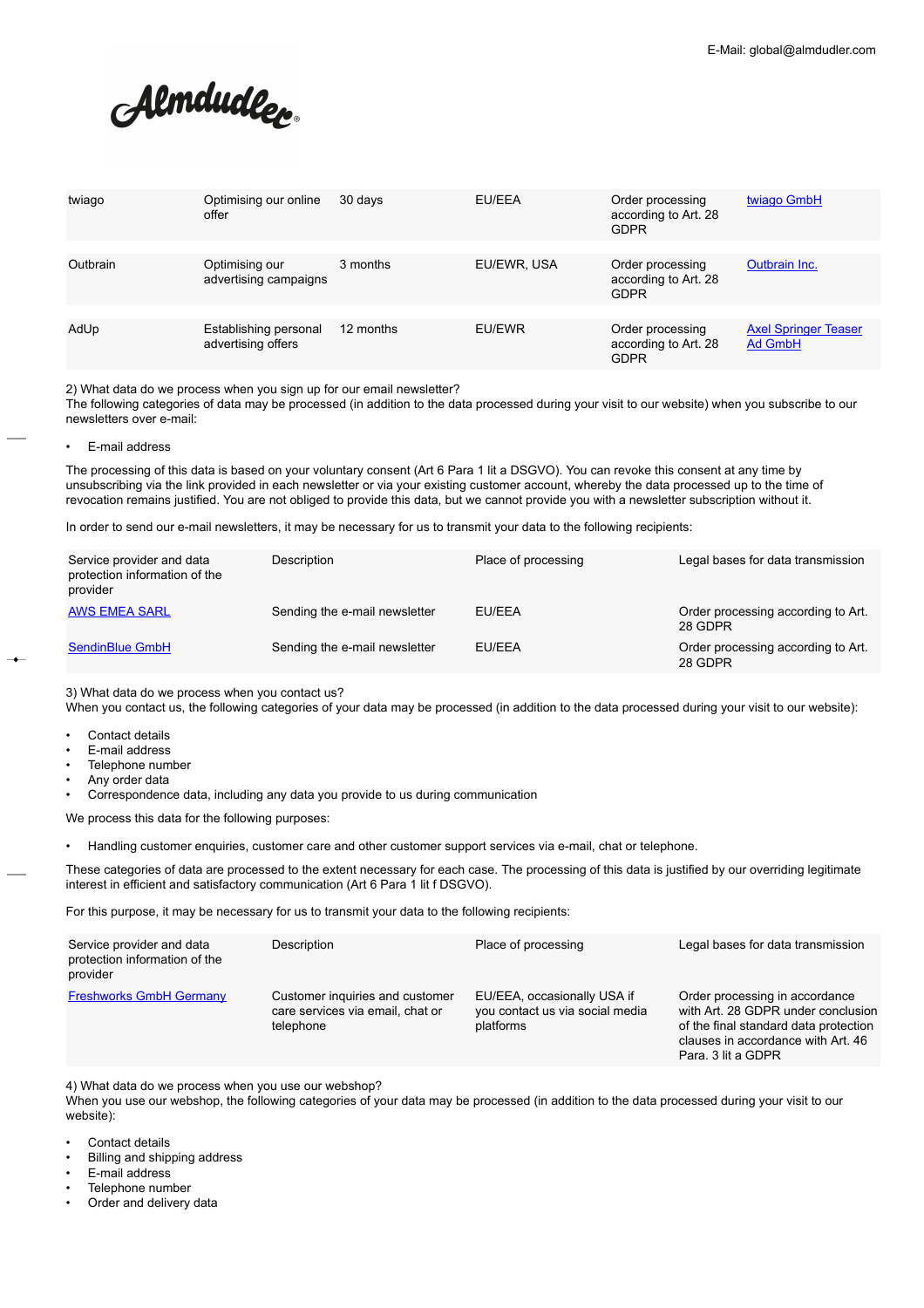| | | | | | |
|---|---|---|---|---|---|
| twiago | Optimising our online offer | 30 days | EU/EEA | Order processing according to Art. 28 GDPR | twiago GmbH |
| Outbrain | Optimising our advertising campaigns | 3 months | EU/EWR, USA | Order processing according to Art. 28 GDPR | Outbrain Inc. |
| AdUp | Establishing personal advertising offers | 12 months | EU/EWR | Order processing according to Art. 28 GDPR | Axel Springer Teaser Ad GmbH |

2) What data do we process when you sign up for our email newsletter?
The following categories of data may be processed (in addition to the data processed during your visit to our website) when you subscribe to our newsletters over e-mail:

- E-mail address

The processing of this data is based on your voluntary consent (Art 6 Para 1 lit a DSGVO). You can revoke this consent at any time by unsubscribing via the link provided in each newsletter or via your existing customer account, whereby the data processed up to the time of revocation remains justified. You are not obliged to provide this data, but we cannot provide you with a newsletter subscription without it.

In order to send our e-mail newsletters, it may be necessary for us to transmit your data to the following recipients:

| Service provider and data protection information of the provider | Description | Place of processing | Legal bases for data transmission |
|---|---|---|---|
| AWS EMEA SARL | Sending the e-mail newsletter | EU/EEA | Order processing according to Art. 28 GDPR |
| SendinBlue GmbH | Sending the e-mail newsletter | EU/EEA | Order processing according to Art. 28 GDPR |

3) What data do we process when you contact us?
When you contact us, the following categories of your data may be processed (in addition to the data processed during your visit to our website):

- Contact details
- E-mail address
- Telephone number
- Any order data
- Correspondence data, including any data you provide to us during communication

We process this data for the following purposes:

- Handling customer enquiries, customer care and other customer support services via e-mail, chat or telephone.

These categories of data are processed to the extent necessary for each case. The processing of this data is justified by our overriding legitimate interest in efficient and satisfactory communication (Art 6 Para 1 lit f DSGVO).

For this purpose, it may be necessary for us to transmit your data to the following recipients:

| Service provider and data protection information of the provider | Description | Place of processing | Legal bases for data transmission |
|---|---|---|---|
| Freshworks GmbH Germany | Customer inquiries and customer care services via email, chat or telephone | EU/EEA, occasionally USA if you contact us via social media platforms | Order processing in accordance with Art. 28 GDPR under conclusion of the final standard data protection clauses in accordance with Art. 46 Para. 3 lit a GDPR |

4) What data do we process when you use our webshop?
When you use our webshop, the following categories of your data may be processed (in addition to the data processed during your visit to our website):

- Contact details
- Billing and shipping address
- E-mail address
- Telephone number
- Order and delivery data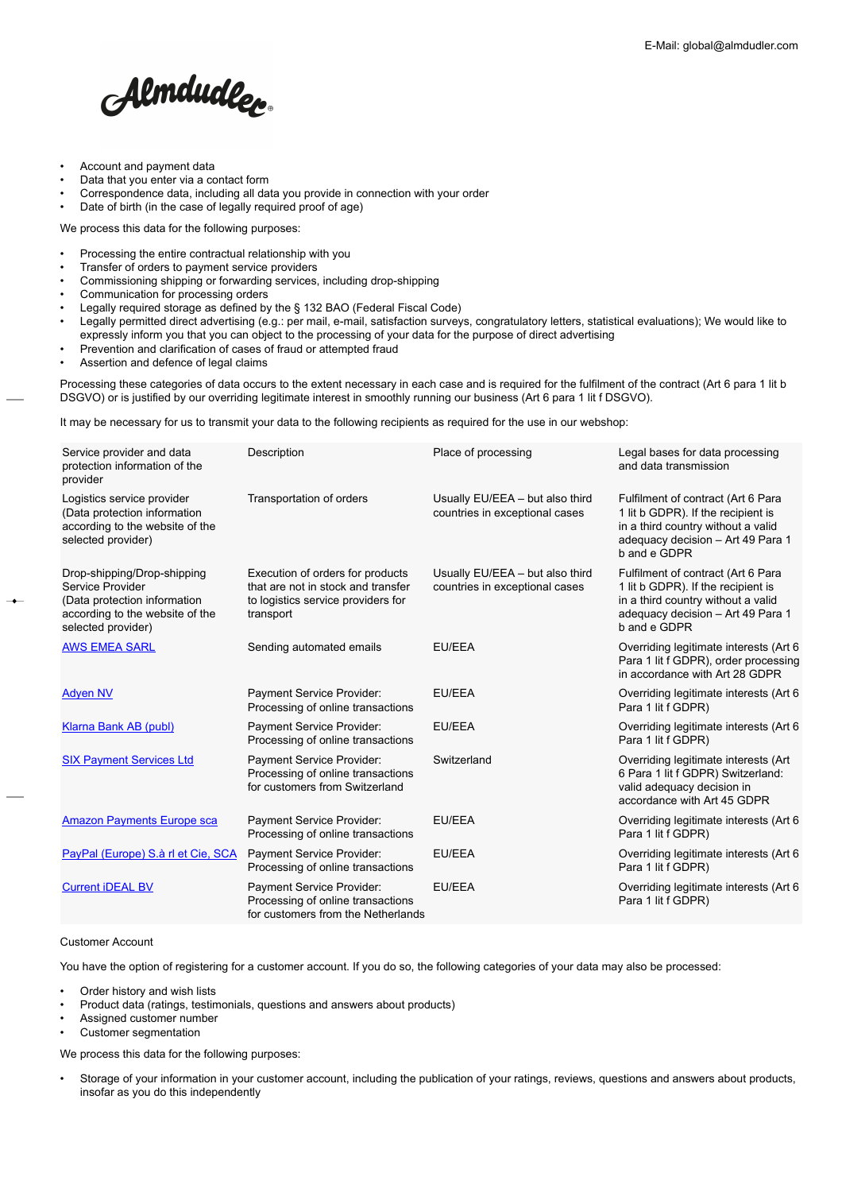- Account and payment data
- Data that you enter via a contact form
- Correspondence data, including all data you provide in connection with your order
- Date of birth (in the case of legally required proof of age)

We process this data for the following purposes:

- Processing the entire contractual relationship with you
- Transfer of orders to payment service providers
- Commissioning shipping or forwarding services, including drop-shipping
- Communication for processing orders
- Legally required storage as defined by the § 132 BAO (Federal Fiscal Code)
- Legally permitted direct advertising (e.g.: per mail, e-mail, satisfaction surveys, congratulatory letters, statistical evaluations); We would like to expressly inform you that you can object to the processing of your data for the purpose of direct advertising
- Prevention and clarification of cases of fraud or attempted fraud
- Assertion and defence of legal claims

Processing these categories of data occurs to the extent necessary in each case and is required for the fulfilment of the contract (Art 6 para 1 lit b DSGVO) or is justified by our overriding legitimate interest in smoothly running our business (Art 6 para 1 lit f DSGVO).

It may be necessary for us to transmit your data to the following recipients as required for the use in our webshop:

| Service provider and data protection information of the provider | Description | Place of processing | Legal bases for data processing and data transmission |
|---|---|---|---|
| Logistics service provider (Data protection information according to the website of the selected provider) | Transportation of orders | Usually EU/EEA – but also third countries in exceptional cases | Fulfilment of contract (Art 6 Para 1 lit b GDPR). If the recipient is in a third country without a valid adequacy decision – Art 49 Para 1 b and e GDPR |
| Drop-shipping/Drop-shipping Service Provider (Data protection information according to the website of the selected provider) | Execution of orders for products that are not in stock and transfer to logistics service providers for transport | Usually EU/EEA – but also third countries in exceptional cases | Fulfilment of contract (Art 6 Para 1 lit b GDPR). If the recipient is in a third country without a valid adequacy decision – Art 49 Para 1 b and e GDPR |
| AWS EMEA SARL | Sending automated emails | EU/EEA | Overriding legitimate interests (Art 6 Para 1 lit f GDPR), order processing in accordance with Art 28 GDPR |
| Adyen NV | Payment Service Provider: Processing of online transactions | EU/EEA | Overriding legitimate interests (Art 6 Para 1 lit f GDPR) |
| Klarna Bank AB (publ) | Payment Service Provider: Processing of online transactions | EU/EEA | Overriding legitimate interests (Art 6 Para 1 lit f GDPR) |
| SIX Payment Services Ltd | Payment Service Provider: Processing of online transactions for customers from Switzerland | Switzerland | Overriding legitimate interests (Art 6 Para 1 lit f GDPR) Switzerland: valid adequacy decision in accordance with Art 45 GDPR |
| Amazon Payments Europe sca | Payment Service Provider: Processing of online transactions | EU/EEA | Overriding legitimate interests (Art 6 Para 1 lit f GDPR) |
| PayPal (Europe) S.à rl et Cie, SCA | Payment Service Provider: Processing of online transactions | EU/EEA | Overriding legitimate interests (Art 6 Para 1 lit f GDPR) |
| Current iDEAL BV | Payment Service Provider: Processing of online transactions for customers from the Netherlands | EU/EEA | Overriding legitimate interests (Art 6 Para 1 lit f GDPR) |

Customer Account

You have the option of registering for a customer account. If you do so, the following categories of your data may also be processed:

- Order history and wish lists
- Product data (ratings, testimonials, questions and answers about products)
- Assigned customer number
- Customer segmentation

We process this data for the following purposes:

- Storage of your information in your customer account, including the publication of your ratings, reviews, questions and answers about products, insofar as you do this independently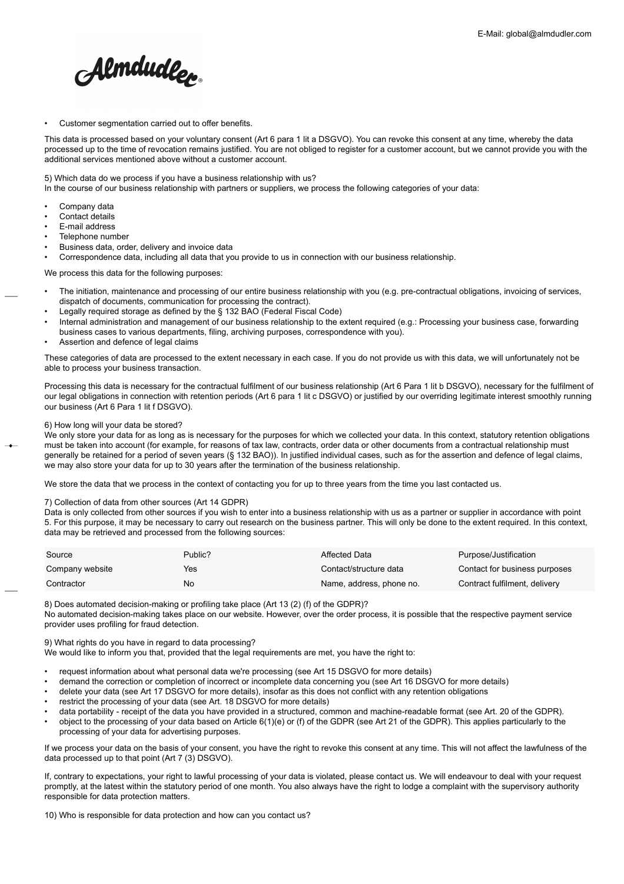- Customer segmentation carried out to offer benefits.

This data is processed based on your voluntary consent (Art 6 para 1 lit a DSGVO). You can revoke this consent at any time, whereby the data processed up to the time of revocation remains justified. You are not obliged to register for a customer account, but we cannot provide you with the additional services mentioned above without a customer account.

5) Which data do we process if you have a business relationship with us?
In the course of our business relationship with partners or suppliers, we process the following categories of your data:

- Company data
- Contact details
- E-mail address
- Telephone number
- Business data, order, delivery and invoice data
- Correspondence data, including all data that you provide to us in connection with our business relationship.

We process this data for the following purposes:

- The initiation, maintenance and processing of our entire business relationship with you (e.g. pre-contractual obligations, invoicing of services, dispatch of documents, communication for processing the contract).
- Legally required storage as defined by the § 132 BAO (Federal Fiscal Code)
- Internal administration and management of our business relationship to the extent required (e.g.: Processing your business case, forwarding business cases to various departments, filing, archiving purposes, correspondence with you).
- Assertion and defence of legal claims

These categories of data are processed to the extent necessary in each case. If you do not provide us with this data, we will unfortunately not be able to process your business transaction.

Processing this data is necessary for the contractual fulfilment of our business relationship (Art 6 Para 1 lit b DSGVO), necessary for the fulfilment of our legal obligations in connection with retention periods (Art 6 para 1 lit c DSGVO) or justified by our overriding legitimate interest smoothly running our business (Art 6 Para 1 lit f DSGVO).

6) How long will your data be stored?
We only store your data for as long as is necessary for the purposes for which we collected your data. In this context, statutory retention obligations must be taken into account (for example, for reasons of tax law, contracts, order data or other documents from a contractual relationship must generally be retained for a period of seven years (§ 132 BAO)). In justified individual cases, such as for the assertion and defence of legal claims, we may also store your data for up to 30 years after the termination of the business relationship.

We store the data that we process in the context of contacting you for up to three years from the time you last contacted us.

7) Collection of data from other sources (Art 14 GDPR)
Data is only collected from other sources if you wish to enter into a business relationship with us as a partner or supplier in accordance with point 5. For this purpose, it may be necessary to carry out research on the business partner. This will only be done to the extent required. In this context, data may be retrieved and processed from the following sources:

| Source | Public? | Affected Data | Purpose/Justification |
|---|---|---|---|
| Company website | Yes | Contact/structure data | Contact for business purposes |
| Contractor | No | Name, address, phone no. | Contract fulfilment, delivery |

8) Does automated decision-making or profiling take place (Art 13 (2) (f) of the GDPR)?
No automated decision-making takes place on our website. However, over the order process, it is possible that the respective payment service provider uses profiling for fraud detection.

9) What rights do you have in regard to data processing?
We would like to inform you that, provided that the legal requirements are met, you have the right to:

- request information about what personal data we're processing (see Art 15 DSGVO for more details)
- demand the correction or completion of incorrect or incomplete data concerning you (see Art 16 DSGVO for more details)
- delete your data (see Art 17 DSGVO for more details), insofar as this does not conflict with any retention obligations
- restrict the processing of your data (see Art. 18 DSGVO for more details)
- data portability - receipt of the data you have provided in a structured, common and machine-readable format (see Art. 20 of the GDPR).
- object to the processing of your data based on Article 6(1)(e) or (f) of the GDPR (see Art 21 of the GDPR). This applies particularly to the processing of your data for advertising purposes.

If we process your data on the basis of your consent, you have the right to revoke this consent at any time. This will not affect the lawfulness of the data processed up to that point (Art 7 (3) DSGVO).

If, contrary to expectations, your right to lawful processing of your data is violated, please contact us. We will endeavour to deal with your request promptly, at the latest within the statutory period of one month. You also always have the right to lodge a complaint with the supervisory authority responsible for data protection matters.

10) Who is responsible for data protection and how can you contact us?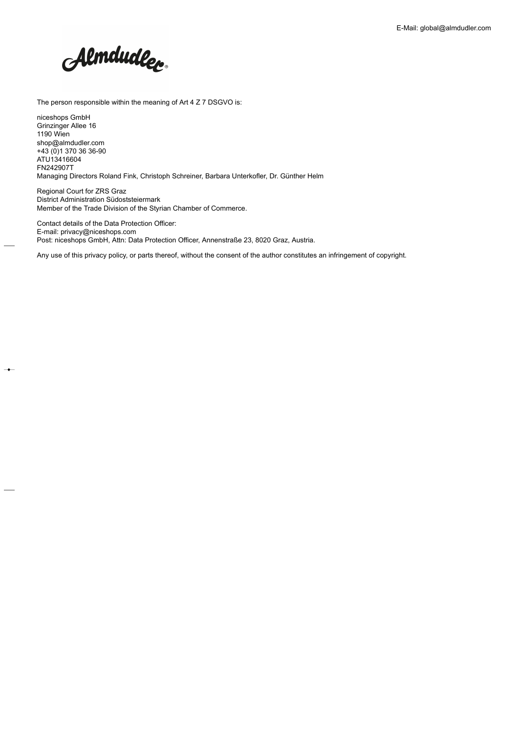The person responsible within the meaning of Art 4 Z 7 DSGVO is:

niceshops GmbH
Grinzinger Allee 16
1190 Wien
shop@almdudler.com
+43 (0)1 370 36 36-90
ATU13416604
FN242907T
Managing Directors Roland Fink, Christoph Schreiner, Barbara Unterkofler, Dr. Günther Helm

Regional Court for ZRS Graz
District Administration Südoststeiermark
Member of the Trade Division of the Styrian Chamber of Commerce.

Contact details of the Data Protection Officer:
E-mail: privacy@niceshops.com
Post: niceshops GmbH, Attn: Data Protection Officer, Annenstraße 23, 8020 Graz, Austria.

Any use of this privacy policy, or parts thereof, without the consent of the author constitutes an infringement of copyright.